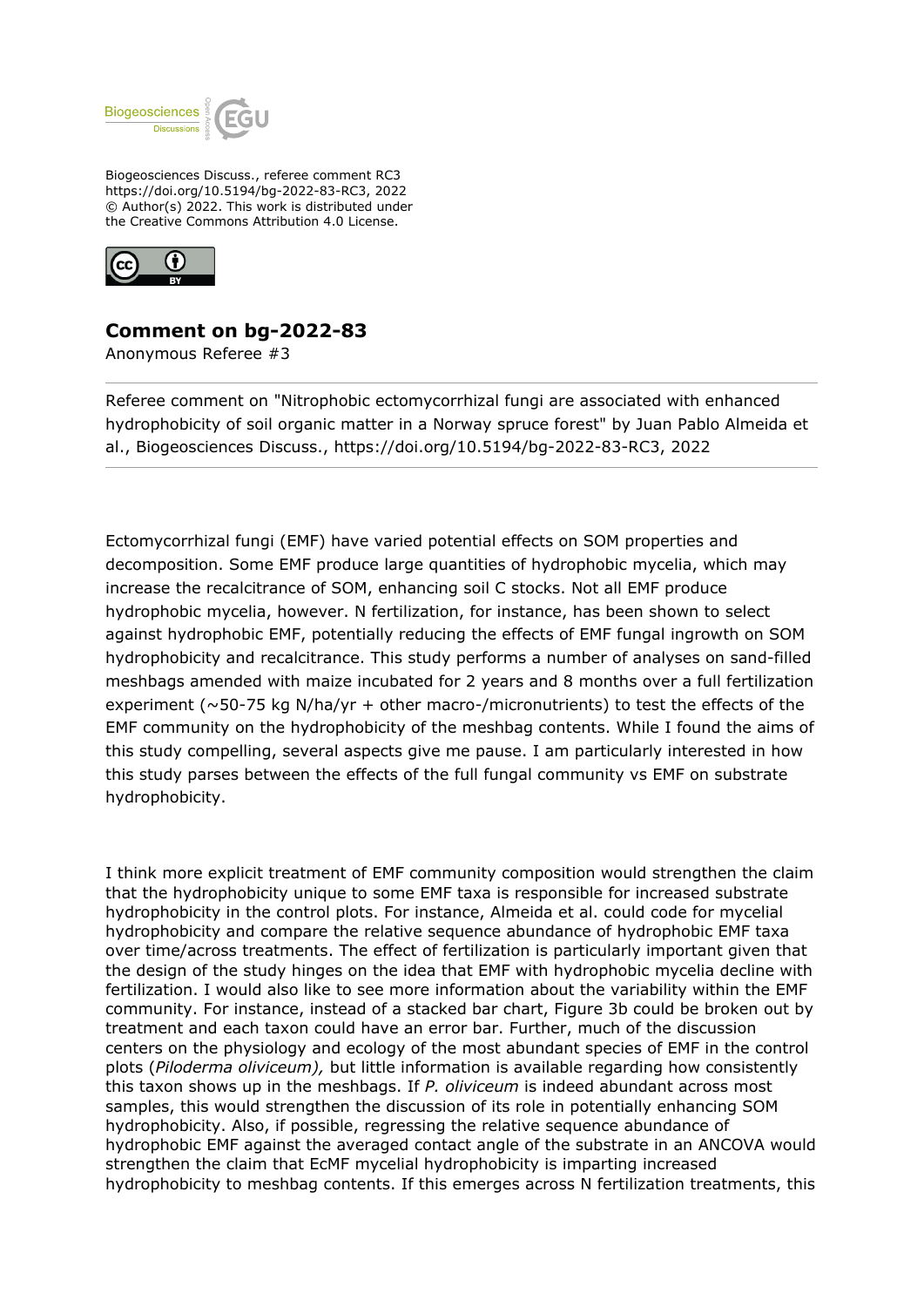Biogeosciences Discuss., referee comment RC3
https://doi.org/10.5194/bg-2022-83-RC3, 2022
© Author(s) 2022. This work is distributed under
the Creative Commons Attribution 4.0 License.

## Comment on bg-2022-83

Anonymous Referee #3

Referee comment on "Nitrophobic ectomycorrhizal fungi are associated with enhanced hydrophobicity of soil organic matter in a Norway spruce forest" by Juan Pablo Almeida et al., Biogeosciences Discuss., https://doi.org/10.5194/bg-2022-83-RC3, 2022

---

Ectomycorrhizal fungi (EMF) have varied potential effects on SOM properties and decomposition. Some EMF produce large quantities of hydrophobic mycelia, which may increase the recalcitrance of SOM, enhancing soil C stocks. Not all EMF produce hydrophobic mycelia, however. N fertilization, for instance, has been shown to select against hydrophobic EMF, potentially reducing the effects of EMF fungal ingrowth on SOM hydrophobicity and recalcitrance. This study performs a number of analyses on sand-filled meshbags amended with maize incubated for 2 years and 8 months over a full fertilization experiment (~50-75 kg N/ha/yr + other macro-/micronutrients) to test the effects of the EMF community on the hydrophobicity of the meshbag contents. While I found the aims of this study compelling, several aspects give me pause. I am particularly interested in how this study parses between the effects of the full fungal community vs EMF on substrate hydrophobicity.

I think more explicit treatment of EMF community composition would strengthen the claim that the hydrophobicity unique to some EMF taxa is responsible for increased substrate hydrophobicity in the control plots. For instance, Almeida et al. could code for mycelial hydrophobicity and compare the relative sequence abundance of hydrophobic EMF taxa over time/across treatments. The effect of fertilization is particularly important given that the design of the study hinges on the idea that EMF with hydrophobic mycelia decline with fertilization. I would also like to see more information about the variability within the EMF community. For instance, instead of a stacked bar chart, Figure 3b could be broken out by treatment and each taxon could have an error bar. Further, much of the discussion centers on the physiology and ecology of the most abundant species of EMF in the control plots (*Piloderma oliviceum),* but little information is available regarding how consistently this taxon shows up in the meshbags. If *P. oliviceum* is indeed abundant across most samples, this would strengthen the discussion of its role in potentially enhancing SOM hydrophobicity. Also, if possible, regressing the relative sequence abundance of hydrophobic EMF against the averaged contact angle of the substrate in an ANCOVA would strengthen the claim that EcMF mycelial hydrophobicity is imparting increased hydrophobicity to meshbag contents. If this emerges across N fertilization treatments, this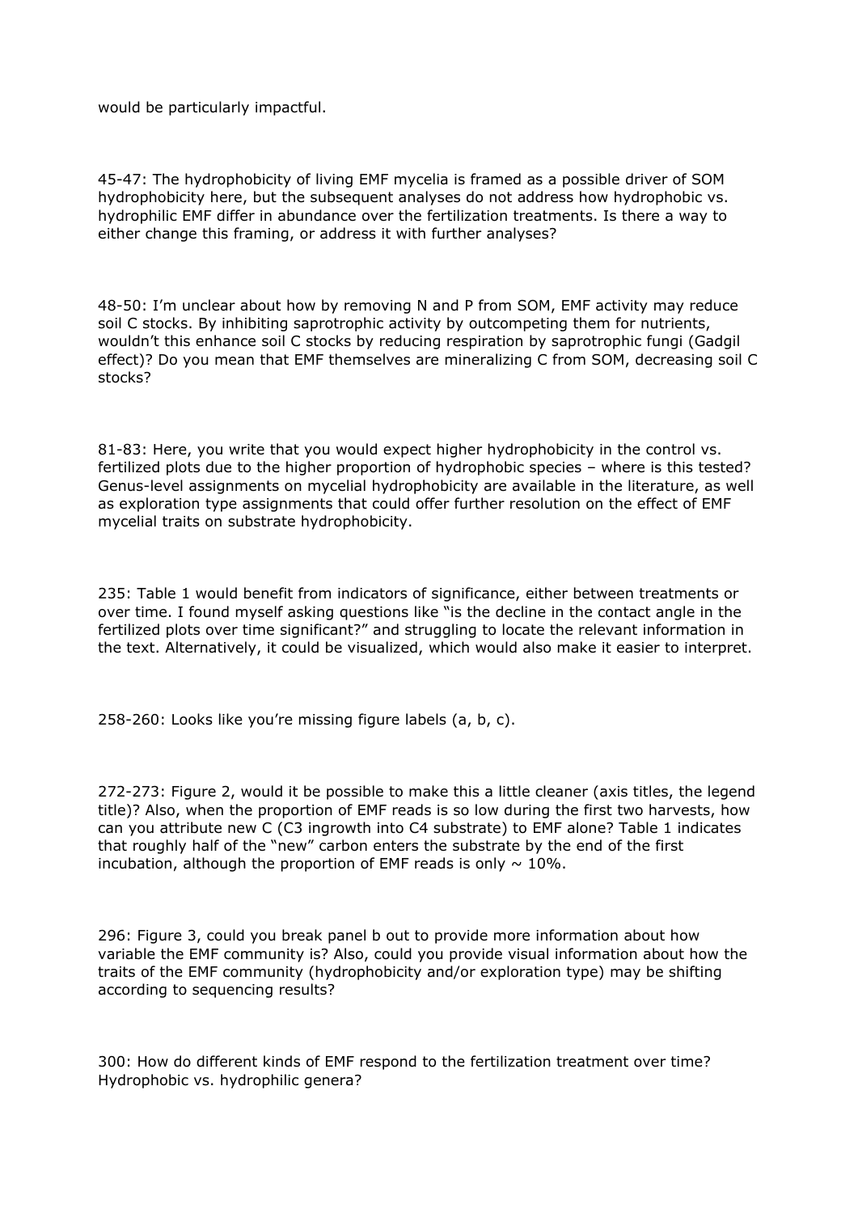would be particularly impactful.

45-47: The hydrophobicity of living EMF mycelia is framed as a possible driver of SOM hydrophobicity here, but the subsequent analyses do not address how hydrophobic vs. hydrophilic EMF differ in abundance over the fertilization treatments. Is there a way to either change this framing, or address it with further analyses?

48-50: I'm unclear about how by removing N and P from SOM, EMF activity may reduce soil C stocks. By inhibiting saprotrophic activity by outcompeting them for nutrients, wouldn't this enhance soil C stocks by reducing respiration by saprotrophic fungi (Gadgil effect)? Do you mean that EMF themselves are mineralizing C from SOM, decreasing soil C stocks?

81-83: Here, you write that you would expect higher hydrophobicity in the control vs. fertilized plots due to the higher proportion of hydrophobic species – where is this tested? Genus-level assignments on mycelial hydrophobicity are available in the literature, as well as exploration type assignments that could offer further resolution on the effect of EMF mycelial traits on substrate hydrophobicity.

235: Table 1 would benefit from indicators of significance, either between treatments or over time. I found myself asking questions like "is the decline in the contact angle in the fertilized plots over time significant?" and struggling to locate the relevant information in the text. Alternatively, it could be visualized, which would also make it easier to interpret.

258-260: Looks like you're missing figure labels (a, b, c).

272-273: Figure 2, would it be possible to make this a little cleaner (axis titles, the legend title)? Also, when the proportion of EMF reads is so low during the first two harvests, how can you attribute new C (C3 ingrowth into C4 substrate) to EMF alone? Table 1 indicates that roughly half of the "new" carbon enters the substrate by the end of the first incubation, although the proportion of EMF reads is only ~ 10%.

296: Figure 3, could you break panel b out to provide more information about how variable the EMF community is? Also, could you provide visual information about how the traits of the EMF community (hydrophobicity and/or exploration type) may be shifting according to sequencing results?

300: How do different kinds of EMF respond to the fertilization treatment over time? Hydrophobic vs. hydrophilic genera?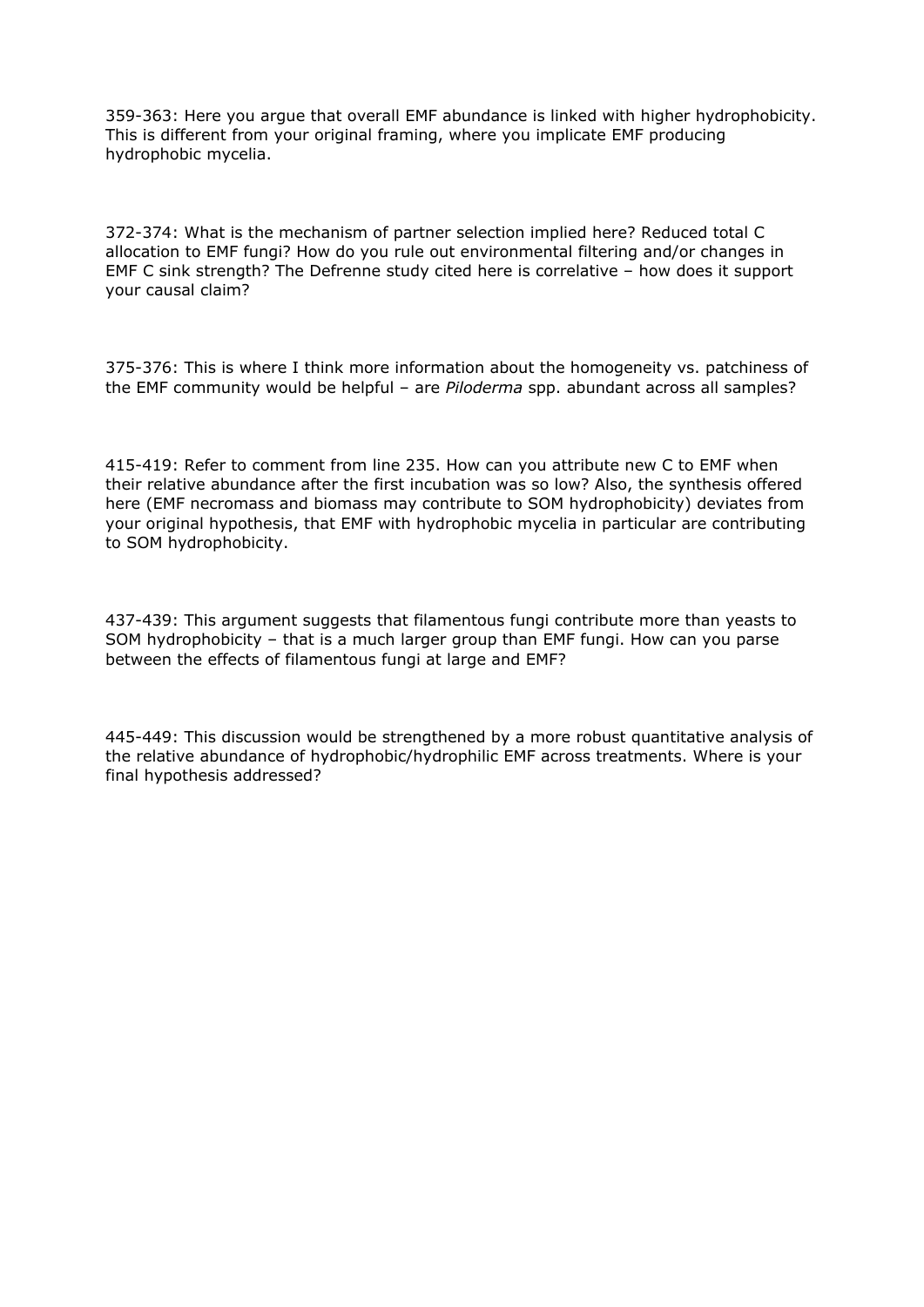359-363: Here you argue that overall EMF abundance is linked with higher hydrophobicity. This is different from your original framing, where you implicate EMF producing hydrophobic mycelia.

372-374: What is the mechanism of partner selection implied here? Reduced total C allocation to EMF fungi? How do you rule out environmental filtering and/or changes in EMF C sink strength? The Defrenne study cited here is correlative – how does it support your causal claim?

375-376: This is where I think more information about the homogeneity vs. patchiness of the EMF community would be helpful – are *Piloderma* spp. abundant across all samples?

415-419: Refer to comment from line 235. How can you attribute new C to EMF when their relative abundance after the first incubation was so low? Also, the synthesis offered here (EMF necromass and biomass may contribute to SOM hydrophobicity) deviates from your original hypothesis, that EMF with hydrophobic mycelia in particular are contributing to SOM hydrophobicity.

437-439: This argument suggests that filamentous fungi contribute more than yeasts to SOM hydrophobicity – that is a much larger group than EMF fungi. How can you parse between the effects of filamentous fungi at large and EMF?

445-449: This discussion would be strengthened by a more robust quantitative analysis of the relative abundance of hydrophobic/hydrophilic EMF across treatments. Where is your final hypothesis addressed?